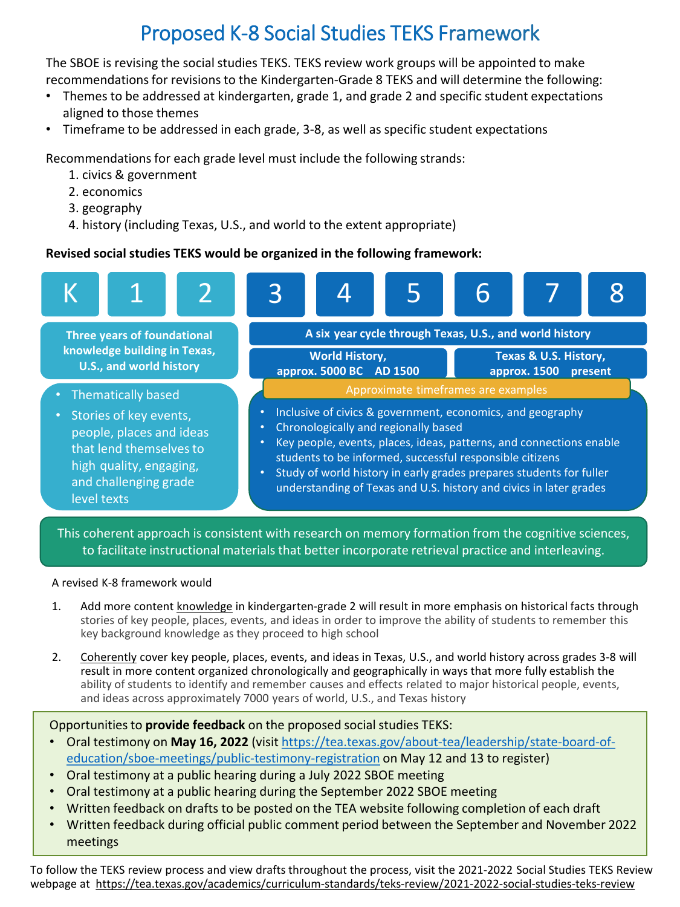# Proposed K-8 Social Studies TEKS Framework

The SBOE is revising the social studies TEKS. TEKS review work groups will be appointed to make recommendations for revisions to the Kindergarten-Grade 8 TEKS and will determine the following:

- Themes to be addressed at kindergarten, grade 1, and grade 2 and specific student expectations aligned to those themes
- Timeframe to be addressed in each grade, 3-8, as well as specific student expectations

Recommendations for each grade level must include the following strands:

1. civics & government
2. economics
3. geography
4. history (including Texas, U.S., and world to the extent appropriate)

**Revised social studies TEKS would be organized in the following framework:**

| K | 1 | 2 | 3 | 4 | 5 | 6 | 7 | 8 |
|---|---|---|---|---|---|---|---|---|

**K, 1, 2: Three years of foundational knowledge building in Texas, U.S., and world history**

- Thematically based
- Stories of key events, people, places and ideas that lend themselves to high quality, engaging, and challenging grade level texts

**3–8: A six year cycle through Texas, U.S., and world history**

**World History, approx. 5000 BC AD 1500** | **Texas & U.S. History, approx. 1500 present**

Approximate timeframes are examples

- Inclusive of civics & government, economics, and geography
- Chronologically and regionally based
- Key people, events, places, ideas, patterns, and connections enable students to be informed, successful responsible citizens
- Study of world history in early grades prepares students for fuller understanding of Texas and U.S. history and civics in later grades

This coherent approach is consistent with research on memory formation from the cognitive sciences, to facilitate instructional materials that better incorporate retrieval practice and interleaving.

A revised K-8 framework would

1. Add more content knowledge in kindergarten-grade 2 will result in more emphasis on historical facts through stories of key people, places, events, and ideas in order to improve the ability of students to remember this key background knowledge as they proceed to high school
2. Coherently cover key people, places, events, and ideas in Texas, U.S., and world history across grades 3-8 will result in more content organized chronologically and geographically in ways that more fully establish the ability of students to identify and remember causes and effects related to major historical people, events, and ideas across approximately 7000 years of world, U.S., and Texas history

Opportunities to **provide feedback** on the proposed social studies TEKS:

- Oral testimony on **May 16, 2022** (visit https://tea.texas.gov/about-tea/leadership/state-board-of-education/sboe-meetings/public-testimony-registration on May 12 and 13 to register)
- Oral testimony at a public hearing during a July 2022 SBOE meeting
- Oral testimony at a public hearing during the September 2022 SBOE meeting
- Written feedback on drafts to be posted on the TEA website following completion of each draft
- Written feedback during official public comment period between the September and November 2022 meetings

To follow the TEKS review process and view drafts throughout the process, visit the 2021-2022 Social Studies TEKS Review webpage at https://tea.texas.gov/academics/curriculum-standards/teks-review/2021-2022-social-studies-teks-review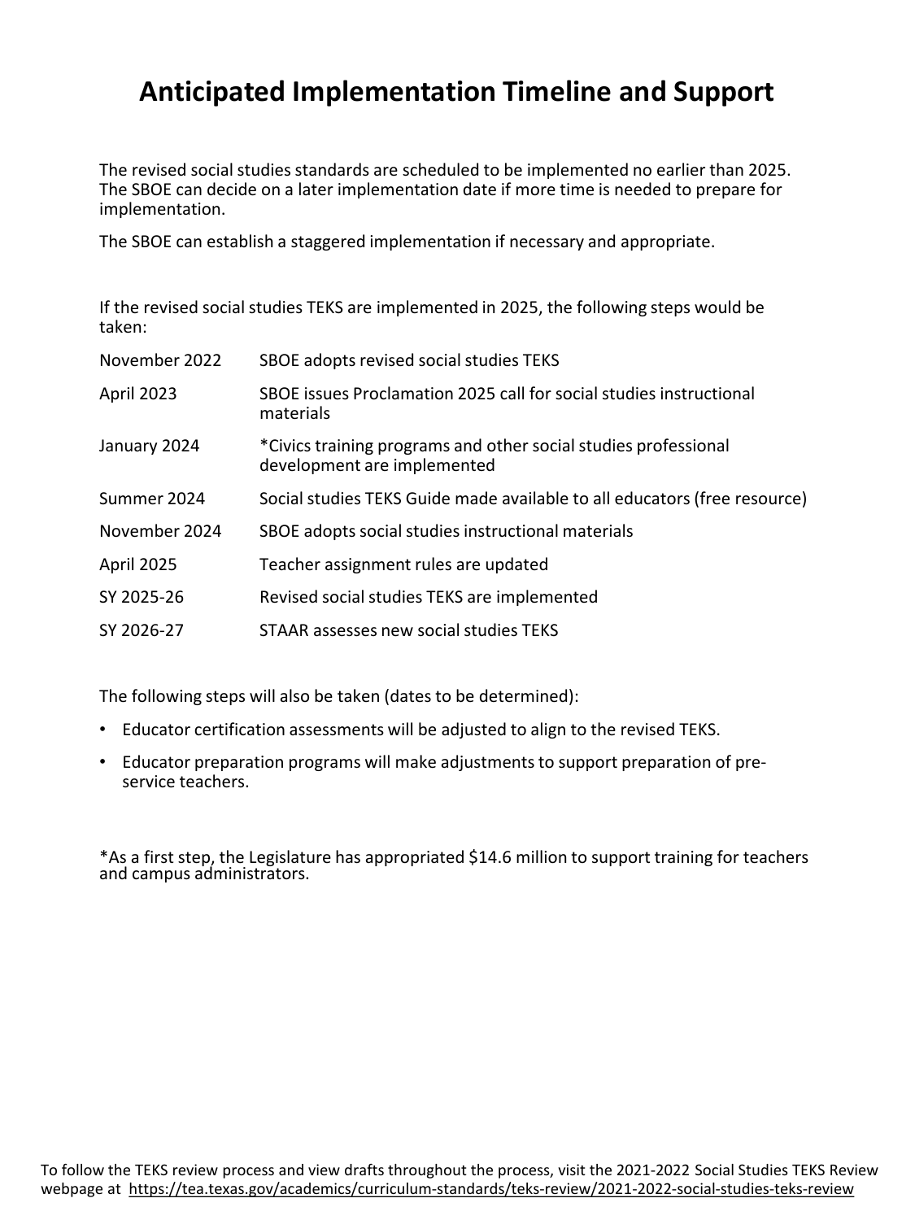# Anticipated Implementation Timeline and Support

The revised social studies standards are scheduled to be implemented no earlier than 2025. The SBOE can decide on a later implementation date if more time is needed to prepare for implementation.

The SBOE can establish a staggered implementation if necessary and appropriate.

If the revised social studies TEKS are implemented in 2025, the following steps would be taken:

| | |
|---|---|
| November 2022 | SBOE adopts revised social studies TEKS |
| April 2023 | SBOE issues Proclamation 2025 call for social studies instructional materials |
| January 2024 | *Civics training programs and other social studies professional development are implemented |
| Summer 2024 | Social studies TEKS Guide made available to all educators (free resource) |
| November 2024 | SBOE adopts social studies instructional materials |
| April 2025 | Teacher assignment rules are updated |
| SY 2025-26 | Revised social studies TEKS are implemented |
| SY 2026-27 | STAAR assesses new social studies TEKS |

The following steps will also be taken (dates to be determined):

- Educator certification assessments will be adjusted to align to the revised TEKS.
- Educator preparation programs will make adjustments to support preparation of pre-service teachers.

*As a first step, the Legislature has appropriated $14.6 million to support training for teachers and campus administrators.

To follow the TEKS review process and view drafts throughout the process, visit the 2021-2022 Social Studies TEKS Review webpage at https://tea.texas.gov/academics/curriculum-standards/teks-review/2021-2022-social-studies-teks-review